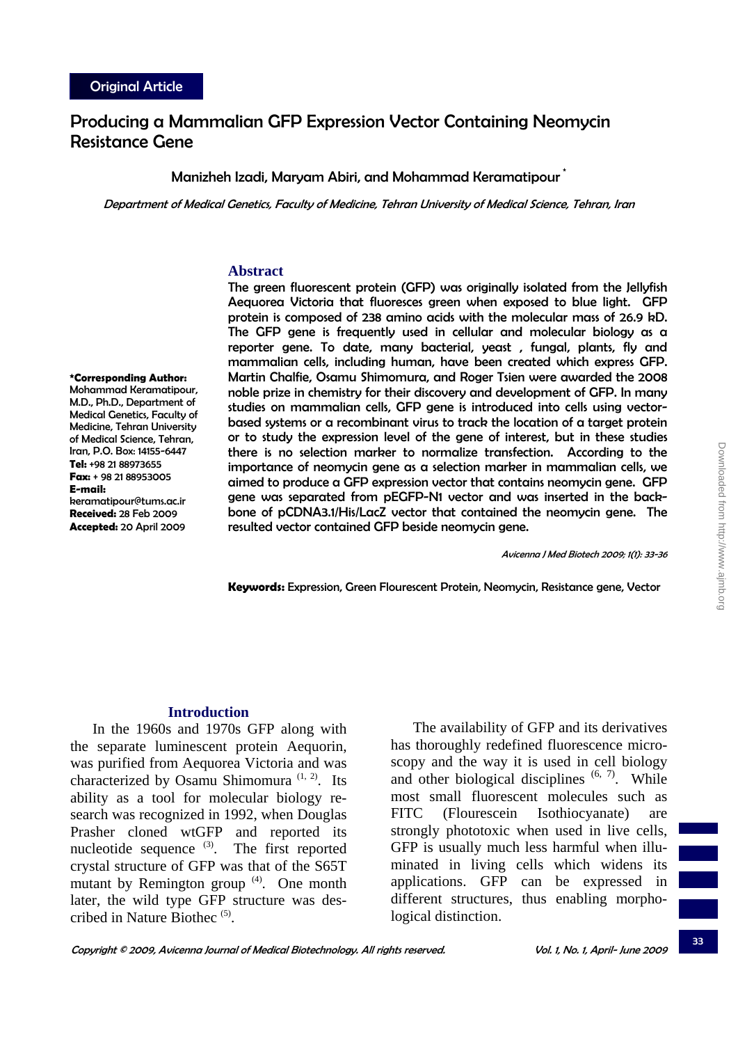Original Article

# Producing a Mammalian GFP Expression Vector Containing Neomycin Resistance Gene

Manizheh Izadi, Maryam Abiri, and Mohammad Keramatipour [*]

*Department of Medical Genetics, Faculty of Medicine, Tehran University of Medical Science, Tehran, Iran*

**\*Corresponding Author:** Mohammad Keramatipour, M.D., Ph.D., Department of Medical Genetics, Faculty of Medicine, Tehran University of Medical Science, Tehran, Iran, P.O. Box: 14155-6447
**Tel:** +98 21 88973655
**Fax:** + 98 21 88953005
**E-mail:** keramatipour@tums.ac.ir
**Received:** 28 Feb 2009
**Accepted:** 20 April 2009

## Abstract

The green fluorescent protein (GFP) was originally isolated from the Jellyfish Aequorea Victoria that fluoresces green when exposed to blue light. GFP protein is composed of 238 amino acids with the molecular mass of 26.9 kD. The GFP gene is frequently used in cellular and molecular biology as a reporter gene. To date, many bacterial, yeast , fungal, plants, fly and mammalian cells, including human, have been created which express GFP. Martin Chalfie, Osamu Shimomura, and Roger Tsien were awarded the 2008 noble prize in chemistry for their discovery and development of GFP. In many studies on mammalian cells, GFP gene is introduced into cells using vector-based systems or a recombinant virus to track the location of a target protein or to study the expression level of the gene of interest, but in these studies there is no selection marker to normalize transfection. According to the importance of neomycin gene as a selection marker in mammalian cells, we aimed to produce a GFP expression vector that contains neomycin gene. GFP gene was separated from pEGFP-N1 vector and was inserted in the back-bone of pCDNA3.1/His/LacZ vector that contained the neomycin gene. The resulted vector contained GFP beside neomycin gene.

*Avicenna J Med Biotech 2009; 1(1): 33-36*

**Keywords:** Expression, Green Flourescent Protein, Neomycin, Resistance gene, Vector

## Introduction

In the 1960s and 1970s GFP along with the separate luminescent protein Aequorin, was purified from Aequorea Victoria and was characterized by Osamu Shimomura [1, 2]. Its ability as a tool for molecular biology research was recognized in 1992, when Douglas Prasher cloned wtGFP and reported its nucleotide sequence [3]. The first reported crystal structure of GFP was that of the S65T mutant by Remington group [4]. One month later, the wild type GFP structure was described in Nature Biothec [5].

The availability of GFP and its derivatives has thoroughly redefined fluorescence microscopy and the way it is used in cell biology and other biological disciplines [6, 7]. While most small fluorescent molecules such as FITC (Flourescein Isothiocyanate) are strongly phototoxic when used in live cells, GFP is usually much less harmful when illuminated in living cells which widens its applications. GFP can be expressed in different structures, thus enabling morphological distinction.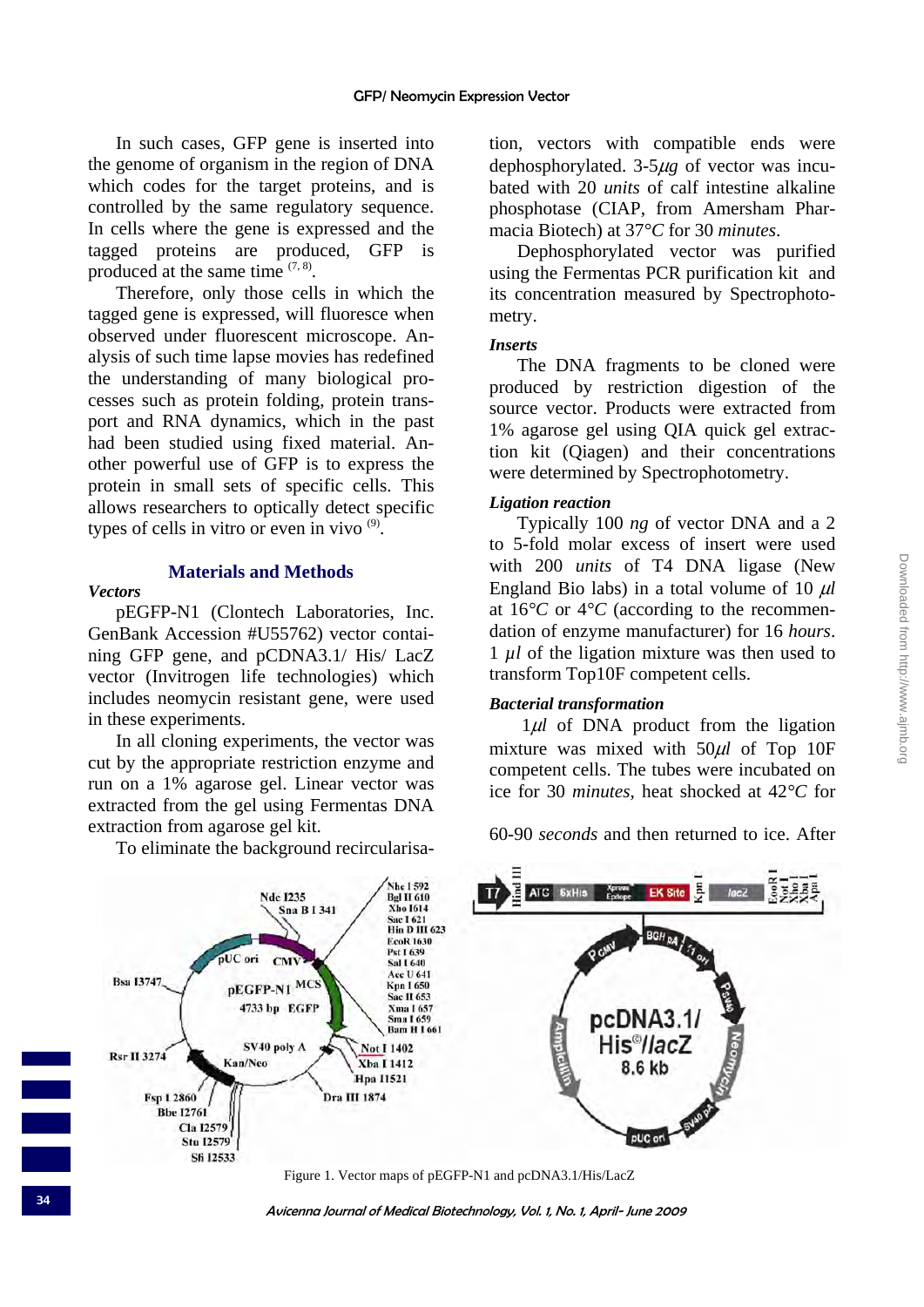In such cases, GFP gene is inserted into the genome of organism in the region of DNA which codes for the target proteins, and is controlled by the same regulatory sequence. In cells where the gene is expressed and the tagged proteins are produced, GFP is produced at the same time [7, 8].

Therefore, only those cells in which the tagged gene is expressed, will fluoresce when observed under fluorescent microscope. Analysis of such time lapse movies has redefined the understanding of many biological processes such as protein folding, protein transport and RNA dynamics, which in the past had been studied using fixed material. Another powerful use of GFP is to express the protein in small sets of specific cells. This allows researchers to optically detect specific types of cells in vitro or even in vivo [9].

## Materials and Methods

***Vectors***

pEGFP-N1 (Clontech Laboratories, Inc. GenBank Accession #U55762) vector containing GFP gene, and pCDNA3.1/ His/ LacZ vector (Invitrogen life technologies) which includes neomycin resistant gene, were used in these experiments.

In all cloning experiments, the vector was cut by the appropriate restriction enzyme and run on a 1% agarose gel. Linear vector was extracted from the gel using Fermentas DNA extraction from agarose gel kit.

To eliminate the background recircularisation, vectors with compatible ends were dephosphorylated. 3-5$\mu g$ of vector was incubated with 20 *units* of calf intestine alkaline phosphotase (CIAP, from Amersham Pharmacia Biotech) at 37°*C* for 30 *minutes*.

Dephosphorylated vector was purified using the Fermentas PCR purification kit and its concentration measured by Spectrophotometry.

***Inserts***

The DNA fragments to be cloned were produced by restriction digestion of the source vector. Products were extracted from 1% agarose gel using QIA quick gel extraction kit (Qiagen) and their concentrations were determined by Spectrophotometry.

***Ligation reaction***

Typically 100 *ng* of vector DNA and a 2 to 5-fold molar excess of insert were used with 200 *units* of T4 DNA ligase (New England Bio labs) in a total volume of 10 $\mu l$ at 16°*C* or 4°*C* (according to the recommendation of enzyme manufacturer) for 16 *hours*. 1 $\mu l$ of the ligation mixture was then used to transform Top10F competent cells.

***Bacterial transformation***

1$\mu l$ of DNA product from the ligation mixture was mixed with 50$\mu l$ of Top 10F competent cells. The tubes were incubated on ice for 30 *minutes*, heat shocked at 42°*C* for 60-90 *seconds* and then returned to ice. After

Figure 1. Vector maps of pEGFP-N1 and pcDNA3.1/His/LacZ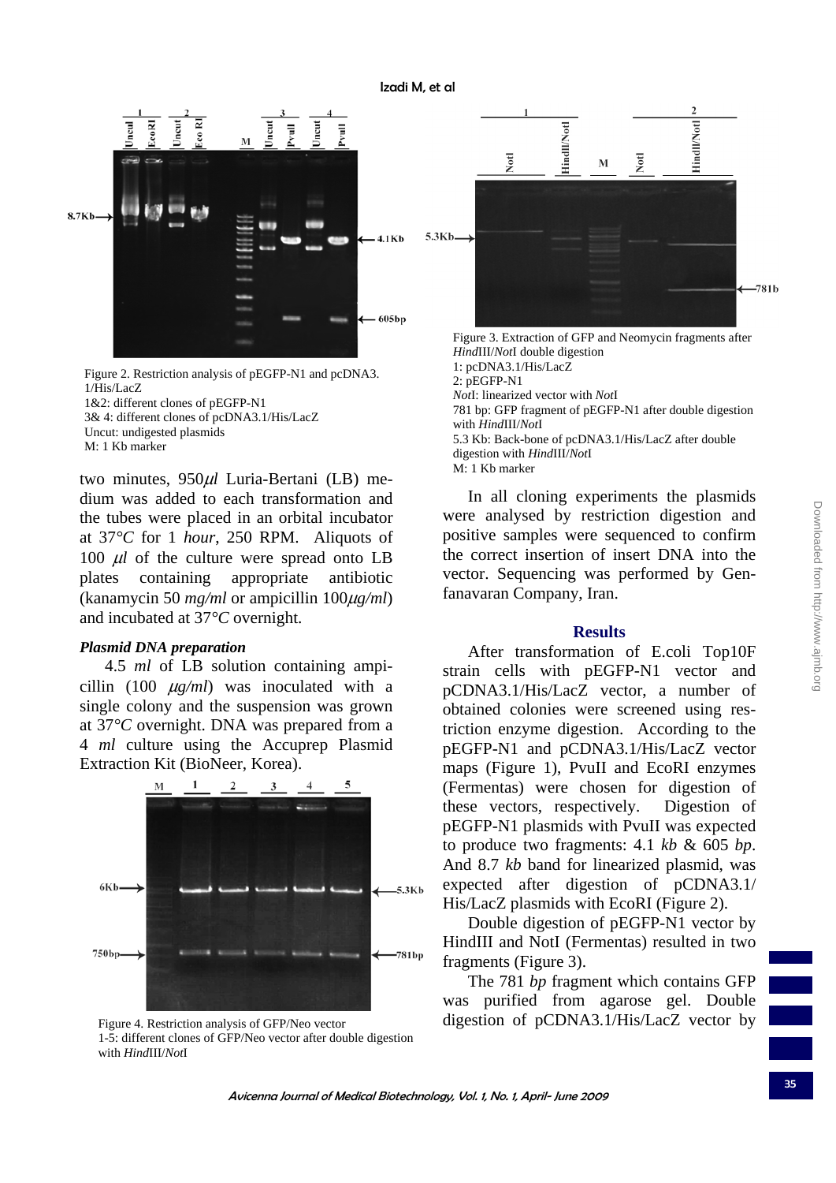Figure 2. Restriction analysis of pEGFP-N1 and pcDNA3.1/His/LacZ
1&2: different clones of pEGFP-N1
3& 4: different clones of pcDNA3.1/His/LacZ
Uncut: undigested plasmids
M: 1 Kb marker

two minutes, 950 $\mu l$ Luria-Bertani (LB) medium was added to each transformation and the tubes were placed in an orbital incubator at 37°*C* for 1 *hour*, 250 RPM. Aliquots of 100 $\mu l$ of the culture were spread onto LB plates containing appropriate antibiotic (kanamycin 50 *mg/ml* or ampicillin 100 $\mu g/ml$) and incubated at 37°*C* overnight.

***Plasmid DNA preparation***

4.5 *ml* of LB solution containing ampicillin (100 $\mu g/ml$) was inoculated with a single colony and the suspension was grown at 37°*C* overnight. DNA was prepared from a 4 *ml* culture using the Accuprep Plasmid Extraction Kit (BioNeer, Korea).

Figure 4. Restriction analysis of GFP/Neo vector
1-5: different clones of GFP/Neo vector after double digestion with *Hind*III/*Not*I

Figure 3. Extraction of GFP and Neomycin fragments after *Hind*III/*Not*I double digestion
1: pcDNA3.1/His/LacZ
2: pEGFP-N1
*Not*I: linearized vector with *Not*I
781 bp: GFP fragment of pEGFP-N1 after double digestion with *Hind*III/*Not*I
5.3 Kb: Back-bone of pcDNA3.1/His/LacZ after double digestion with *Hind*III/*Not*I
M: 1 Kb marker

In all cloning experiments the plasmids were analysed by restriction digestion and positive samples were sequenced to confirm the correct insertion of insert DNA into the vector. Sequencing was performed by Genfanavaran Company, Iran.

## Results

After transformation of E.coli Top10F strain cells with pEGFP-N1 vector and pCDNA3.1/His/LacZ vector, a number of obtained colonies were screened using restriction enzyme digestion. According to the pEGFP-N1 and pCDNA3.1/His/LacZ vector maps (Figure 1), PvuII and EcoRI enzymes (Fermentas) were chosen for digestion of these vectors, respectively. Digestion of pEGFP-N1 plasmids with PvuII was expected to produce two fragments: 4.1 *kb* & 605 *bp*. And 8.7 *kb* band for linearized plasmid, was expected after digestion of pCDNA3.1/His/LacZ plasmids with EcoRI (Figure 2).

Double digestion of pEGFP-N1 vector by HindIII and NotI (Fermentas) resulted in two fragments (Figure 3).

The 781 *bp* fragment which contains GFP was purified from agarose gel. Double digestion of pCDNA3.1/His/LacZ vector by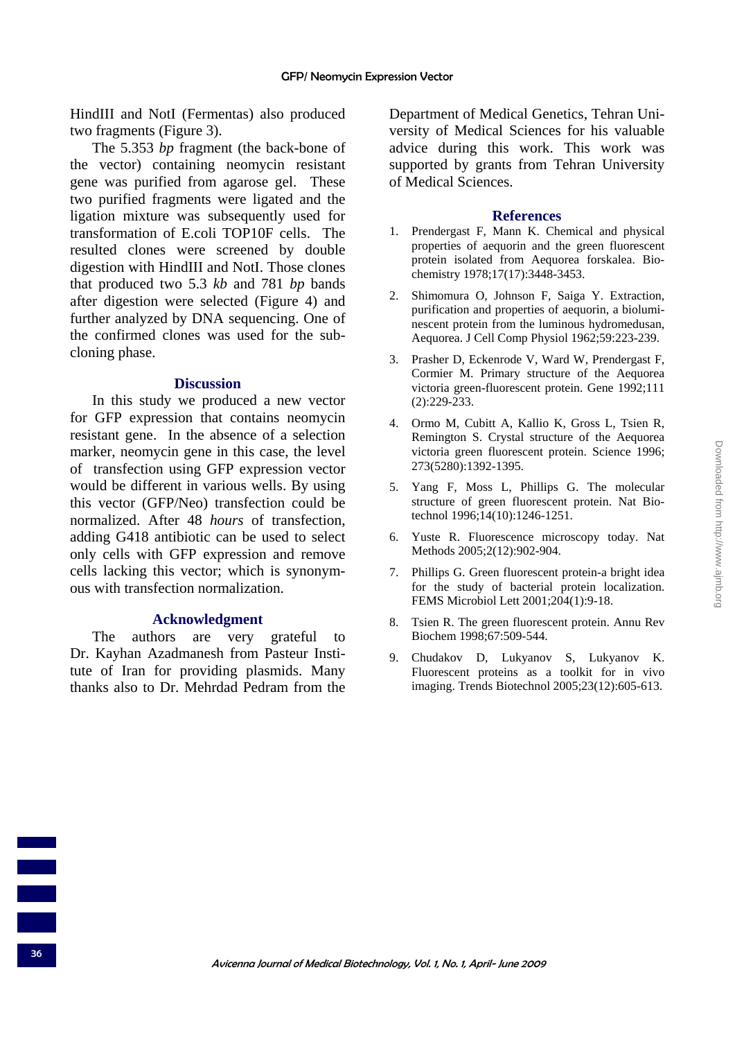HindIII and NotI (Fermentas) also produced two fragments (Figure 3).

The 5.353 *bp* fragment (the back-bone of the vector) containing neomycin resistant gene was purified from agarose gel. These two purified fragments were ligated and the ligation mixture was subsequently used for transformation of E.coli TOP10F cells. The resulted clones were screened by double digestion with HindIII and NotI. Those clones that produced two 5.3 *kb* and 781 *bp* bands after digestion were selected (Figure 4) and further analyzed by DNA sequencing. One of the confirmed clones was used for the sub-cloning phase.

## Discussion

In this study we produced a new vector for GFP expression that contains neomycin resistant gene. In the absence of a selection marker, neomycin gene in this case, the level of transfection using GFP expression vector would be different in various wells. By using this vector (GFP/Neo) transfection could be normalized. After 48 *hours* of transfection, adding G418 antibiotic can be used to select only cells with GFP expression and remove cells lacking this vector; which is synonymous with transfection normalization.

## Acknowledgment

The authors are very grateful to Dr. Kayhan Azadmanesh from Pasteur Institute of Iran for providing plasmids. Many thanks also to Dr. Mehrdad Pedram from the Department of Medical Genetics, Tehran University of Medical Sciences for his valuable advice during this work. This work was supported by grants from Tehran University of Medical Sciences.

## References

1. Prendergast F, Mann K. Chemical and physical properties of aequorin and the green fluorescent protein isolated from Aequorea forskalea. Biochemistry 1978;17(17):3448-3453.
2. Shimomura O, Johnson F, Saiga Y. Extraction, purification and properties of aequorin, a bioluminescent protein from the luminous hydromedusan, Aequorea. J Cell Comp Physiol 1962;59:223-239.
3. Prasher D, Eckenrode V, Ward W, Prendergast F, Cormier M. Primary structure of the Aequorea victoria green-fluorescent protein. Gene 1992;111 (2):229-233.
4. Ormo M, Cubitt A, Kallio K, Gross L, Tsien R, Remington S. Crystal structure of the Aequorea victoria green fluorescent protein. Science 1996; 273(5280):1392-1395.
5. Yang F, Moss L, Phillips G. The molecular structure of green fluorescent protein. Nat Biotechnol 1996;14(10):1246-1251.
6. Yuste R. Fluorescence microscopy today. Nat Methods 2005;2(12):902-904.
7. Phillips G. Green fluorescent protein-a bright idea for the study of bacterial protein localization. FEMS Microbiol Lett 2001;204(1):9-18.
8. Tsien R. The green fluorescent protein. Annu Rev Biochem 1998;67:509-544.
9. Chudakov D, Lukyanov S, Lukyanov K. Fluorescent proteins as a toolkit for in vivo imaging. Trends Biotechnol 2005;23(12):605-613.